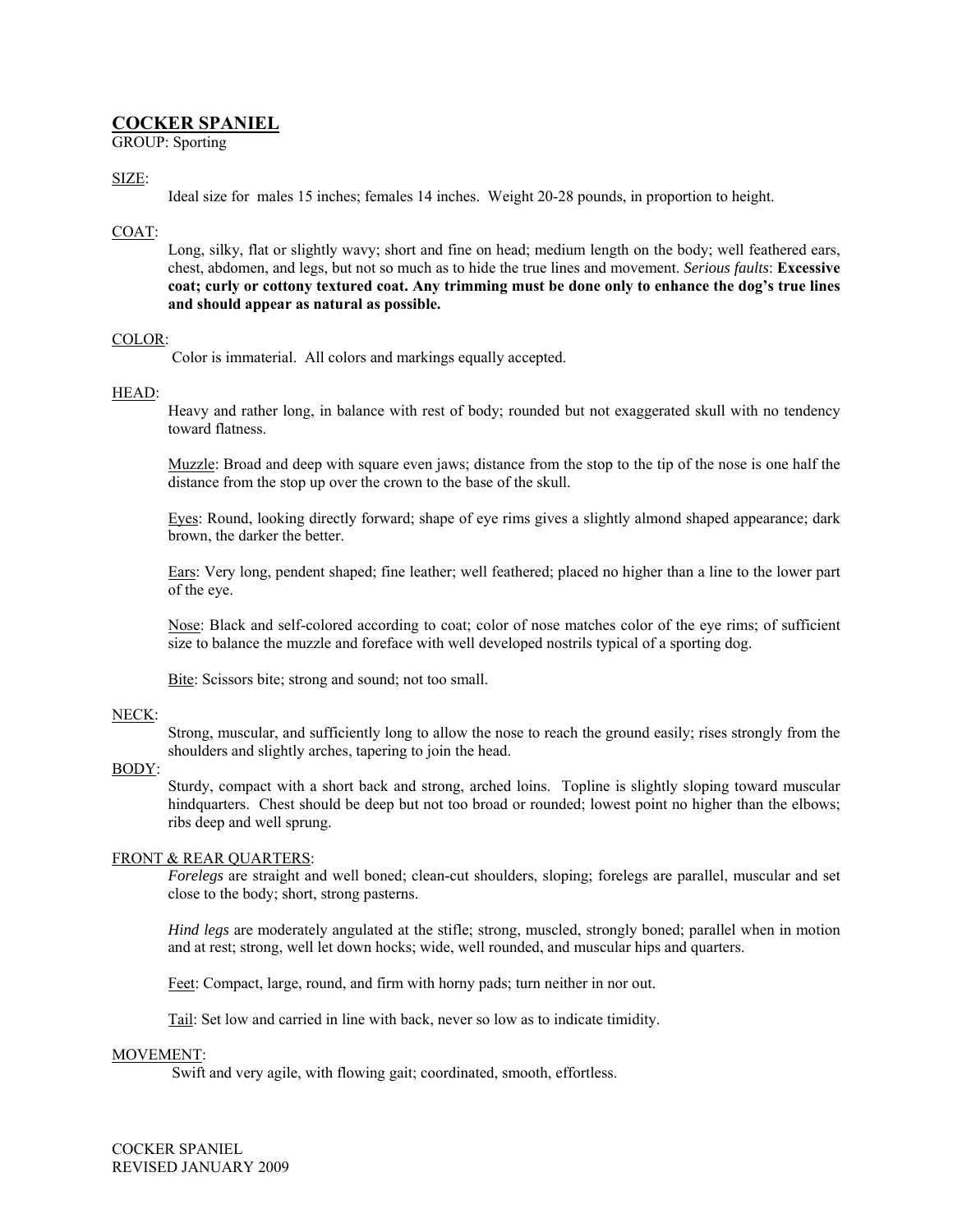# COCKER SPANIEL

GROUP: Sporting

SIZE:

Ideal size for males 15 inches; females 14 inches. Weight 20-28 pounds, in proportion to height.

COAT:

Long, silky, flat or slightly wavy; short and fine on head; medium length on the body; well feathered ears, chest, abdomen, and legs, but not so much as to hide the true lines and movement. *Serious faults*: **Excessive coat; curly or cottony textured coat. Any trimming must be done only to enhance the dog's true lines and should appear as natural as possible.**

COLOR:

Color is immaterial. All colors and markings equally accepted.

HEAD:

Heavy and rather long, in balance with rest of body; rounded but not exaggerated skull with no tendency toward flatness.

Muzzle: Broad and deep with square even jaws; distance from the stop to the tip of the nose is one half the distance from the stop up over the crown to the base of the skull.

Eyes: Round, looking directly forward; shape of eye rims gives a slightly almond shaped appearance; dark brown, the darker the better.

Ears: Very long, pendent shaped; fine leather; well feathered; placed no higher than a line to the lower part of the eye.

Nose: Black and self-colored according to coat; color of nose matches color of the eye rims; of sufficient size to balance the muzzle and foreface with well developed nostrils typical of a sporting dog.

Bite: Scissors bite; strong and sound; not too small.

NECK:

Strong, muscular, and sufficiently long to allow the nose to reach the ground easily; rises strongly from the shoulders and slightly arches, tapering to join the head.

BODY:

Sturdy, compact with a short back and strong, arched loins. Topline is slightly sloping toward muscular hindquarters. Chest should be deep but not too broad or rounded; lowest point no higher than the elbows; ribs deep and well sprung.

FRONT & REAR QUARTERS:

*Forelegs* are straight and well boned; clean-cut shoulders, sloping; forelegs are parallel, muscular and set close to the body; short, strong pasterns.

*Hind legs* are moderately angulated at the stifle; strong, muscled, strongly boned; parallel when in motion and at rest; strong, well let down hocks; wide, well rounded, and muscular hips and quarters.

Feet: Compact, large, round, and firm with horny pads; turn neither in nor out.

Tail: Set low and carried in line with back, never so low as to indicate timidity.

MOVEMENT:

Swift and very agile, with flowing gait; coordinated, smooth, effortless.

COCKER SPANIEL
REVISED JANUARY 2009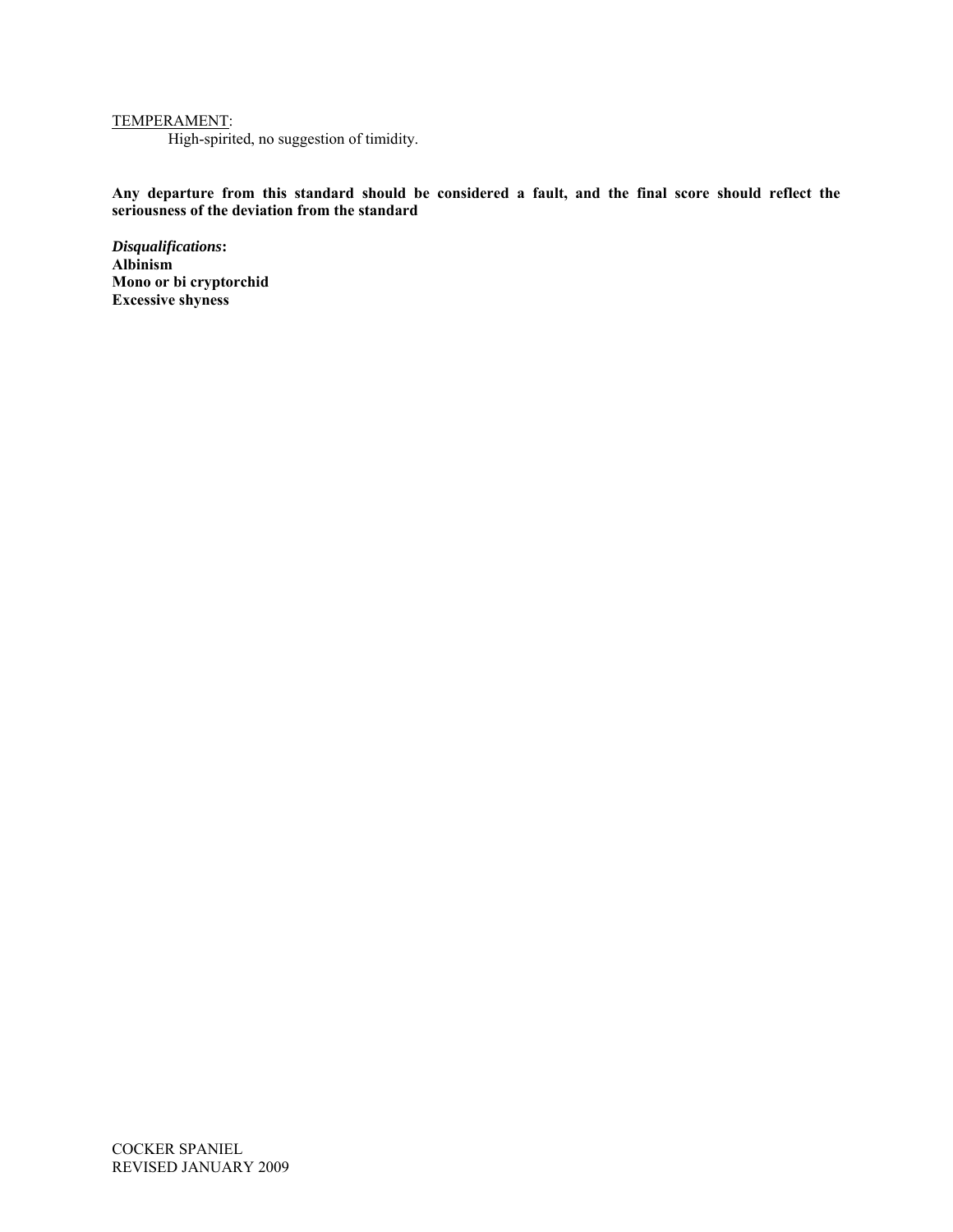TEMPERAMENT:

High-spirited, no suggestion of timidity.

**Any departure from this standard should be considered a fault, and the final score should reflect the seriousness of the deviation from the standard**

***Disqualifications*:**
**Albinism**
**Mono or bi cryptorchid**
**Excessive shyness**

COCKER SPANIEL
REVISED JANUARY 2009